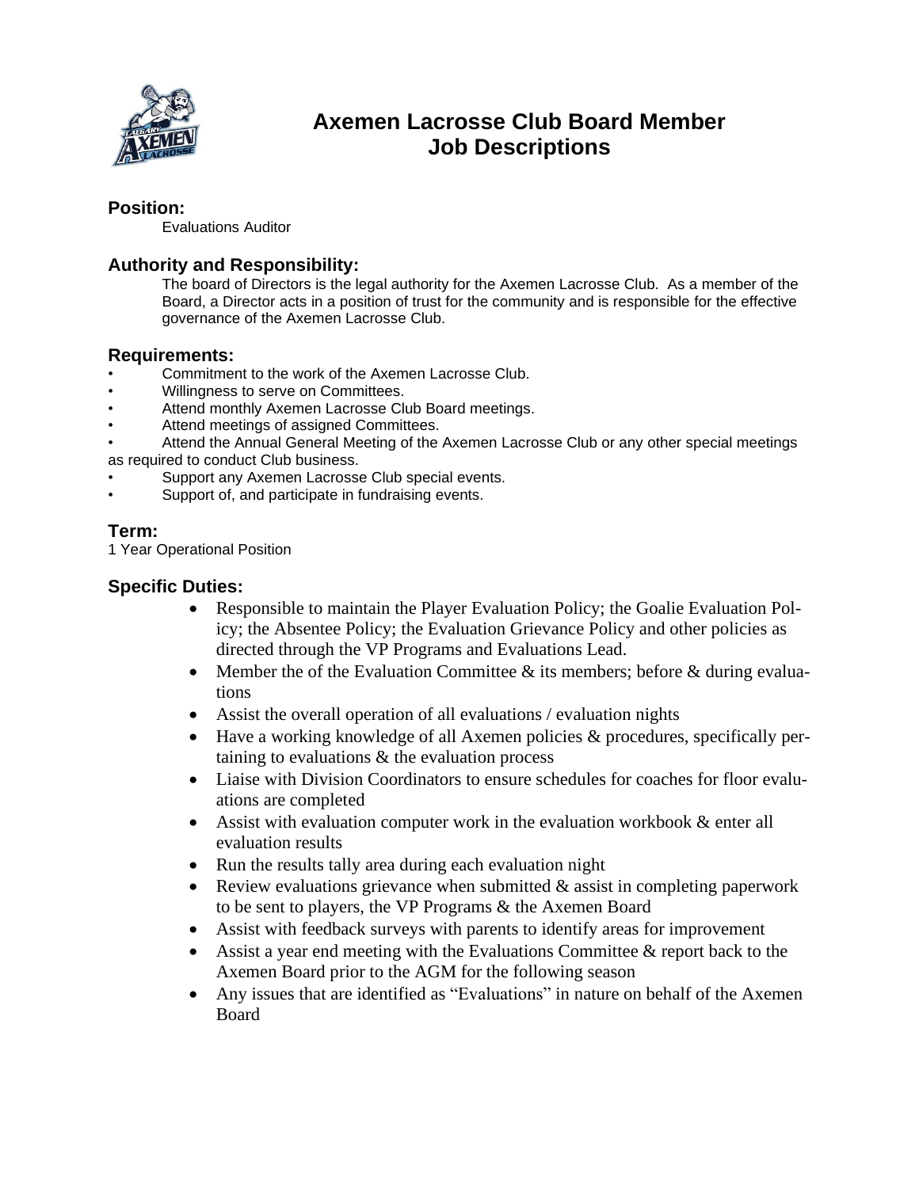# Axemen Lacrosse Club Board Member Job Descriptions

## Position:

Evaluations Auditor

## Authority and Responsibility:

The board of Directors is the legal authority for the Axemen Lacrosse Club. As a member of the Board, a Director acts in a position of trust for the community and is responsible for the effective governance of the Axemen Lacrosse Club.

## Requirements:

- Commitment to the work of the Axemen Lacrosse Club.
- Willingness to serve on Committees.
- Attend monthly Axemen Lacrosse Club Board meetings.
- Attend meetings of assigned Committees.
- Attend the Annual General Meeting of the Axemen Lacrosse Club or any other special meetings as required to conduct Club business.
- Support any Axemen Lacrosse Club special events.
- Support of, and participate in fundraising events.

## Term:

1 Year Operational Position

## Specific Duties:

- Responsible to maintain the Player Evaluation Policy; the Goalie Evaluation Policy; the Absentee Policy; the Evaluation Grievance Policy and other policies as directed through the VP Programs and Evaluations Lead.
- Member the of the Evaluation Committee & its members; before & during evaluations
- Assist the overall operation of all evaluations / evaluation nights
- Have a working knowledge of all Axemen policies & procedures, specifically pertaining to evaluations & the evaluation process
- Liaise with Division Coordinators to ensure schedules for coaches for floor evaluations are completed
- Assist with evaluation computer work in the evaluation workbook & enter all evaluation results
- Run the results tally area during each evaluation night
- Review evaluations grievance when submitted & assist in completing paperwork to be sent to players, the VP Programs & the Axemen Board
- Assist with feedback surveys with parents to identify areas for improvement
- Assist a year end meeting with the Evaluations Committee & report back to the Axemen Board prior to the AGM for the following season
- Any issues that are identified as "Evaluations" in nature on behalf of the Axemen Board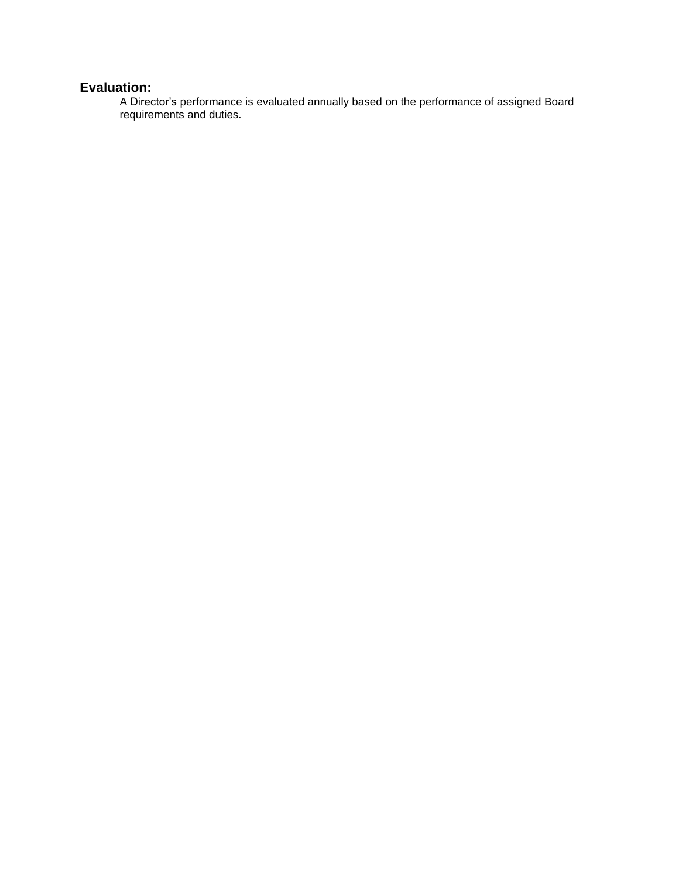### Evaluation:

A Director’s performance is evaluated annually based on the performance of assigned Board requirements and duties.